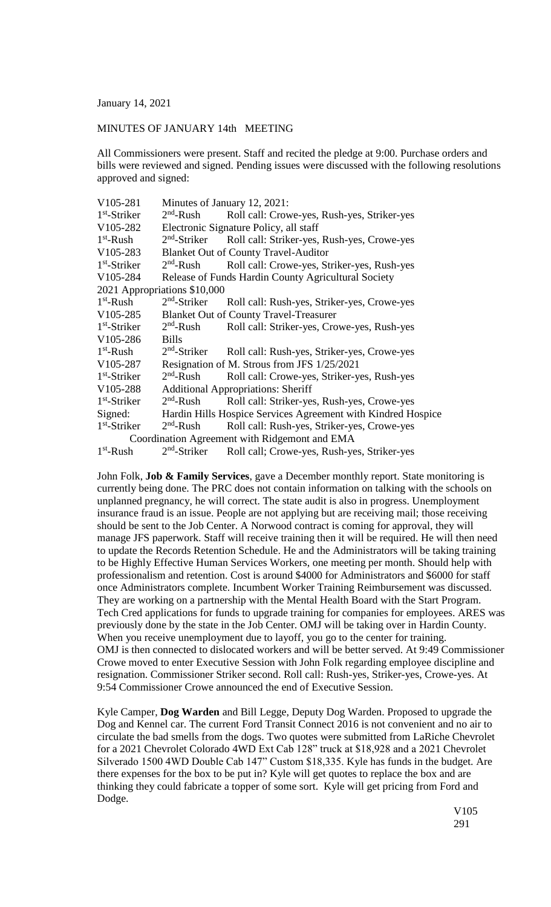January 14, 2021

MINUTES OF JANUARY 14th MEETING

All Commissioners were present. Staff and recited the pledge at 9:00. Purchase orders and bills were reviewed and signed. Pending issues were discussed with the following resolutions approved and signed:

| | | |
|---|---|---|
| V105-281 | Minutes of January 12, 2021: | |
| 1st-Striker | 2nd-Rush | Roll call: Crowe-yes, Rush-yes, Striker-yes |
| V105-282 | Electronic Signature Policy, all staff | |
| 1st-Rush | 2nd-Striker | Roll call: Striker-yes, Rush-yes, Crowe-yes |
| V105-283 | Blanket Out of County Travel-Auditor | |
| 1st-Striker | 2nd-Rush | Roll call: Crowe-yes, Striker-yes, Rush-yes |
| V105-284 | Release of Funds Hardin County Agricultural Society | |
| 2021 Appropriations $10,000 | | |
| 1st-Rush | 2nd-Striker | Roll call: Rush-yes, Striker-yes, Crowe-yes |
| V105-285 | Blanket Out of County Travel-Treasurer | |
| 1st-Striker | 2nd-Rush | Roll call: Striker-yes, Crowe-yes, Rush-yes |
| V105-286 | Bills | |
| 1st-Rush | 2nd-Striker | Roll call: Rush-yes, Striker-yes, Crowe-yes |
| V105-287 | Resignation of M. Strous from JFS 1/25/2021 | |
| 1st-Striker | 2nd-Rush | Roll call: Crowe-yes, Striker-yes, Rush-yes |
| V105-288 | Additional Appropriations: Sheriff | |
| 1st-Striker | 2nd-Rush | Roll call: Striker-yes, Rush-yes, Crowe-yes |
| Signed: | Hardin Hills Hospice Services Agreement with Kindred Hospice | |
| 1st-Striker | 2nd-Rush | Roll call: Rush-yes, Striker-yes, Crowe-yes |
| | Coordination Agreement with Ridgemont and EMA | |
| 1st-Rush | 2nd-Striker | Roll call; Crowe-yes, Rush-yes, Striker-yes |

John Folk, **Job & Family Services**, gave a December monthly report. State monitoring is currently being done. The PRC does not contain information on talking with the schools on unplanned pregnancy, he will correct. The state audit is also in progress. Unemployment insurance fraud is an issue. People are not applying but are receiving mail; those receiving should be sent to the Job Center. A Norwood contract is coming for approval, they will manage JFS paperwork. Staff will receive training then it will be required. He will then need to update the Records Retention Schedule. He and the Administrators will be taking training to be Highly Effective Human Services Workers, one meeting per month. Should help with professionalism and retention. Cost is around $4000 for Administrators and $6000 for staff once Administrators complete. Incumbent Worker Training Reimbursement was discussed. They are working on a partnership with the Mental Health Board with the Start Program. Tech Cred applications for funds to upgrade training for companies for employees. ARES was previously done by the state in the Job Center. OMJ will be taking over in Hardin County. When you receive unemployment due to layoff, you go to the center for training. OMJ is then connected to dislocated workers and will be better served. At 9:49 Commissioner Crowe moved to enter Executive Session with John Folk regarding employee discipline and resignation. Commissioner Striker second. Roll call: Rush-yes, Striker-yes, Crowe-yes. At 9:54 Commissioner Crowe announced the end of Executive Session.

Kyle Camper, **Dog Warden** and Bill Legge, Deputy Dog Warden. Proposed to upgrade the Dog and Kennel car. The current Ford Transit Connect 2016 is not convenient and no air to circulate the bad smells from the dogs. Two quotes were submitted from LaRiche Chevrolet for a 2021 Chevrolet Colorado 4WD Ext Cab 128" truck at $18,928 and a 2021 Chevrolet Silverado 1500 4WD Double Cab 147" Custom $18,335. Kyle has funds in the budget. Are there expenses for the box to be put in? Kyle will get quotes to replace the box and are thinking they could fabricate a topper of some sort. Kyle will get pricing from Ford and Dodge.

V105
291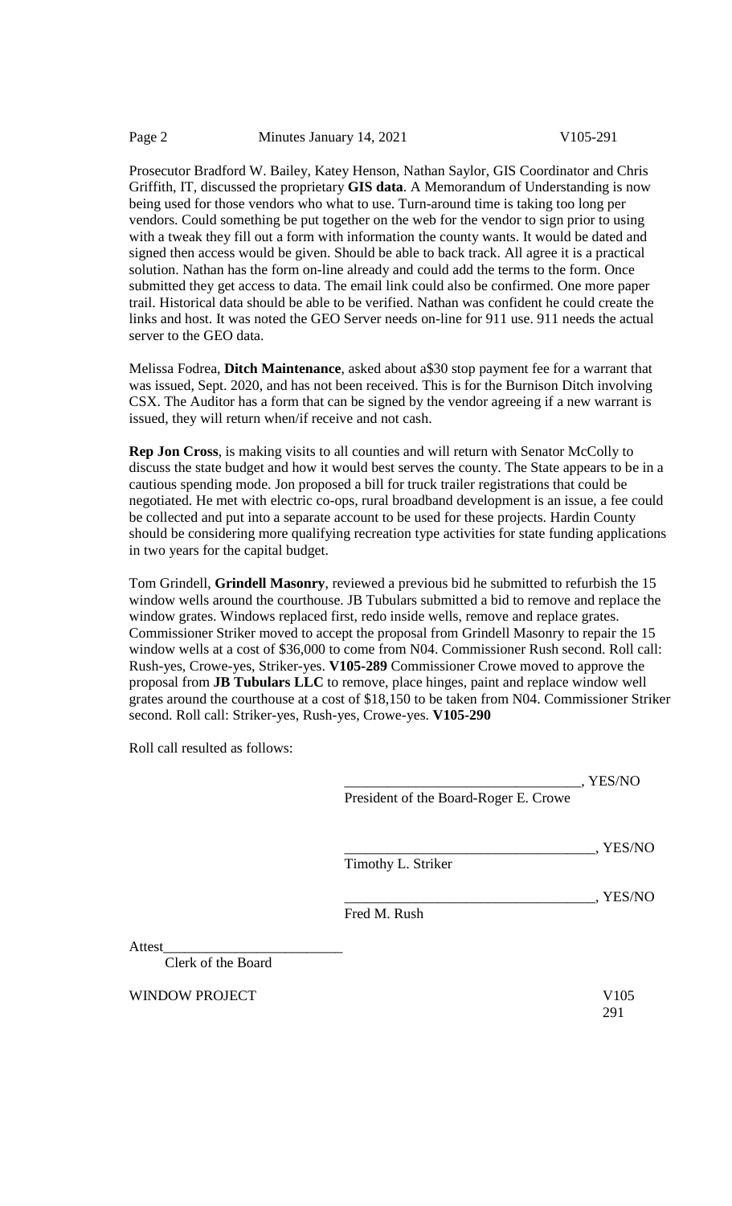Prosecutor Bradford W. Bailey, Katey Henson, Nathan Saylor, GIS Coordinator and Chris Griffith, IT, discussed the proprietary **GIS data**. A Memorandum of Understanding is now being used for those vendors who what to use. Turn-around time is taking too long per vendors. Could something be put together on the web for the vendor to sign prior to using with a tweak they fill out a form with information the county wants. It would be dated and signed then access would be given. Should be able to back track. All agree it is a practical solution. Nathan has the form on-line already and could add the terms to the form. Once submitted they get access to data. The email link could also be confirmed. One more paper trail. Historical data should be able to be verified. Nathan was confident he could create the links and host. It was noted the GEO Server needs on-line for 911 use. 911 needs the actual server to the GEO data.

Melissa Fodrea, **Ditch Maintenance**, asked about a$30 stop payment fee for a warrant that was issued, Sept. 2020, and has not been received. This is for the Burnison Ditch involving CSX. The Auditor has a form that can be signed by the vendor agreeing if a new warrant is issued, they will return when/if receive and not cash.

**Rep Jon Cross**, is making visits to all counties and will return with Senator McColly to discuss the state budget and how it would best serves the county. The State appears to be in a cautious spending mode. Jon proposed a bill for truck trailer registrations that could be negotiated. He met with electric co-ops, rural broadband development is an issue, a fee could be collected and put into a separate account to be used for these projects. Hardin County should be considering more qualifying recreation type activities for state funding applications in two years for the capital budget.

Tom Grindell, **Grindell Masonry**, reviewed a previous bid he submitted to refurbish the 15 window wells around the courthouse. JB Tubulars submitted a bid to remove and replace the window grates. Windows replaced first, redo inside wells, remove and replace grates. Commissioner Striker moved to accept the proposal from Grindell Masonry to repair the 15 window wells at a cost of $36,000 to come from N04. Commissioner Rush second. Roll call: Rush-yes, Crowe-yes, Striker-yes. **V105-289** Commissioner Crowe moved to approve the proposal from **JB Tubulars LLC** to remove, place hinges, paint and replace window well grates around the courthouse at a cost of $18,150 to be taken from N04. Commissioner Striker second. Roll call: Striker-yes, Rush-yes, Crowe-yes. **V105-290**

Roll call resulted as follows:

________________________________, YES/NO
President of the Board-Roger E. Crowe

__________________________________, YES/NO
Timothy L. Striker

__________________________________, YES/NO
Fred M. Rush

Attest________________________
Clerk of the Board

WINDOW PROJECT V105 291